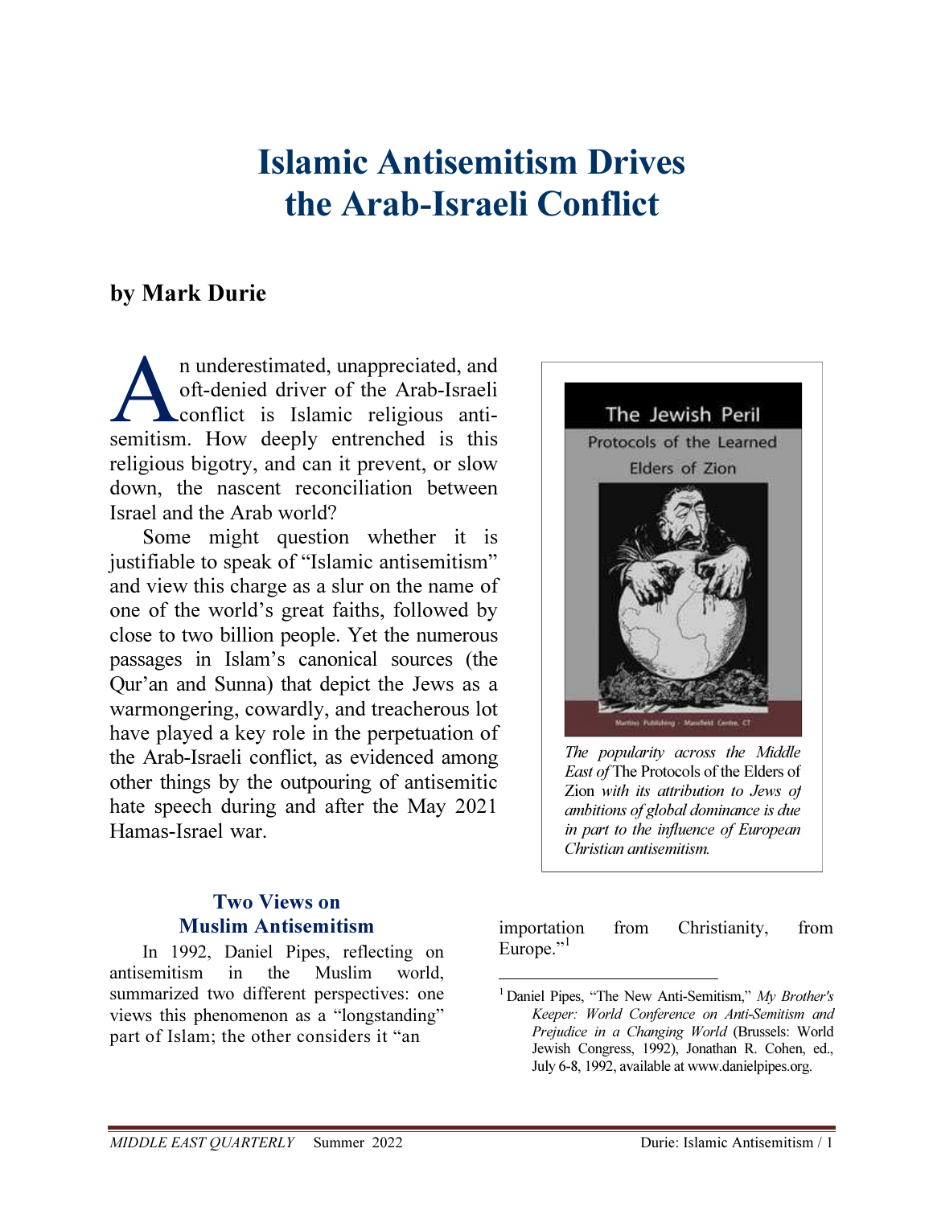# Islamic Antisemitism Drives the Arab-Israeli Conflict

**by Mark Durie**

An underestimated, unappreciated, and oft-denied driver of the Arab-Israeli conflict is Islamic religious antisemitism. How deeply entrenched is this religious bigotry, and can it prevent, or slow down, the nascent reconciliation between Israel and the Arab world?

Some might question whether it is justifiable to speak of "Islamic antisemitism" and view this charge as a slur on the name of one of the world's great faiths, followed by close to two billion people. Yet the numerous passages in Islam's canonical sources (the Qur'an and Sunna) that depict the Jews as a warmongering, cowardly, and treacherous lot have played a key role in the perpetuation of the Arab-Israeli conflict, as evidenced among other things by the outpouring of antisemitic hate speech during and after the May 2021 Hamas-Israel war.

*The popularity across the Middle East of* The Protocols of the Elders of Zion *with its attribution to Jews of ambitions of global dominance is due in part to the influence of European Christian antisemitism.*

## Two Views on Muslim Antisemitism

In 1992, Daniel Pipes, reflecting on antisemitism in the Muslim world, summarized two different perspectives: one views this phenomenon as a "longstanding" part of Islam; the other considers it "an importation from Christianity, from Europe."[1]

[1] Daniel Pipes, "The New Anti-Semitism," *My Brother's Keeper: World Conference on Anti-Semitism and Prejudice in a Changing World* (Brussels: World Jewish Congress, 1992), Jonathan R. Cohen, ed., July 6-8, 1992, available at www.danielpipes.org.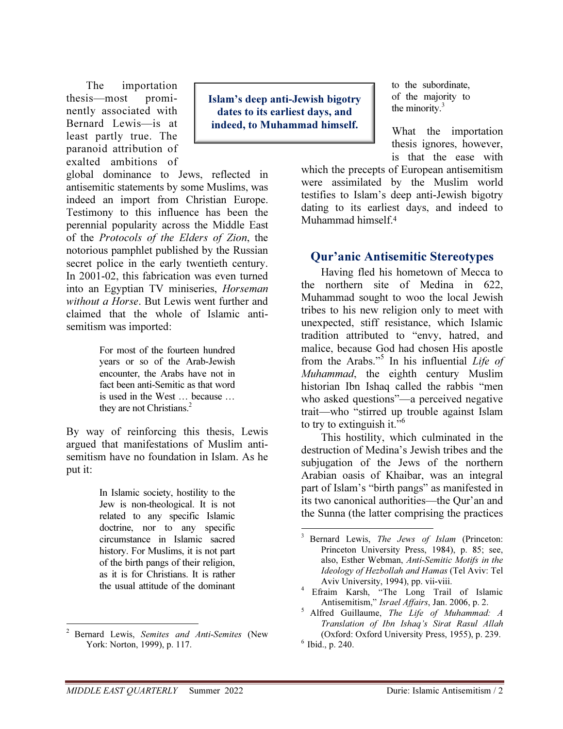The importation thesis—most prominently associated with Bernard Lewis—is at least partly true. The paranoid attribution of exalted ambitions of global dominance to Jews, reflected in antisemitic statements by some Muslims, was indeed an import from Christian Europe. Testimony to this influence has been the perennial popularity across the Middle East of the *Protocols of the Elders of Zion*, the notorious pamphlet published by the Russian secret police in the early twentieth century. In 2001-02, this fabrication was even turned into an Egyptian TV miniseries, *Horseman without a Horse*. But Lewis went further and claimed that the whole of Islamic antisemitism was imported:

> For most of the fourteen hundred years or so of the Arab-Jewish encounter, the Arabs have not in fact been anti-Semitic as that word is used in the West … because … they are not Christians.[2]

By way of reinforcing this thesis, Lewis argued that manifestations of Muslim antisemitism have no foundation in Islam. As he put it:

> In Islamic society, hostility to the Jew is non-theological. It is not related to any specific Islamic doctrine, nor to any specific circumstance in Islamic sacred history. For Muslims, it is not part of the birth pangs of their religion, as it is for Christians. It is rather the usual attitude of the dominant to the subordinate, of the majority to the minority.[3]

**Islam's deep anti-Jewish bigotry dates to its earliest days, and indeed, to Muhammad himself.**

What the importation thesis ignores, however, is that the ease with which the precepts of European antisemitism were assimilated by the Muslim world testifies to Islam's deep anti-Jewish bigotry dating to its earliest days, and indeed to Muhammad himself.[4]

## Qur'anic Antisemitic Stereotypes

Having fled his hometown of Mecca to the northern site of Medina in 622, Muhammad sought to woo the local Jewish tribes to his new religion only to meet with unexpected, stiff resistance, which Islamic tradition attributed to "envy, hatred, and malice, because God had chosen His apostle from the Arabs."[5] In his influential *Life of Muhammad*, the eighth century Muslim historian Ibn Ishaq called the rabbis "men who asked questions"—a perceived negative trait—who "stirred up trouble against Islam to try to extinguish it."[6]

This hostility, which culminated in the destruction of Medina's Jewish tribes and the subjugation of the Jews of the northern Arabian oasis of Khaibar, was an integral part of Islam's "birth pangs" as manifested in its two canonical authorities—the Qur'an and the Sunna (the latter comprising the practices

---

[2] Bernard Lewis, *Semites and Anti-Semites* (New York: Norton, 1999), p. 117.

[3] Bernard Lewis, *The Jews of Islam* (Princeton: Princeton University Press, 1984), p. 85; see, also, Esther Webman, *Anti-Semitic Motifs in the Ideology of Hezbollah and Hamas* (Tel Aviv: Tel Aviv University, 1994), pp. vii-viii.

[4] Efraim Karsh, "The Long Trail of Islamic Antisemitism," *Israel Affairs*, Jan. 2006, p. 2.

[5] Alfred Guillaume, *The Life of Muhammad: A Translation of Ibn Ishaq's Sirat Rasul Allah* (Oxford: Oxford University Press, 1955), p. 239.

[6] Ibid., p. 240.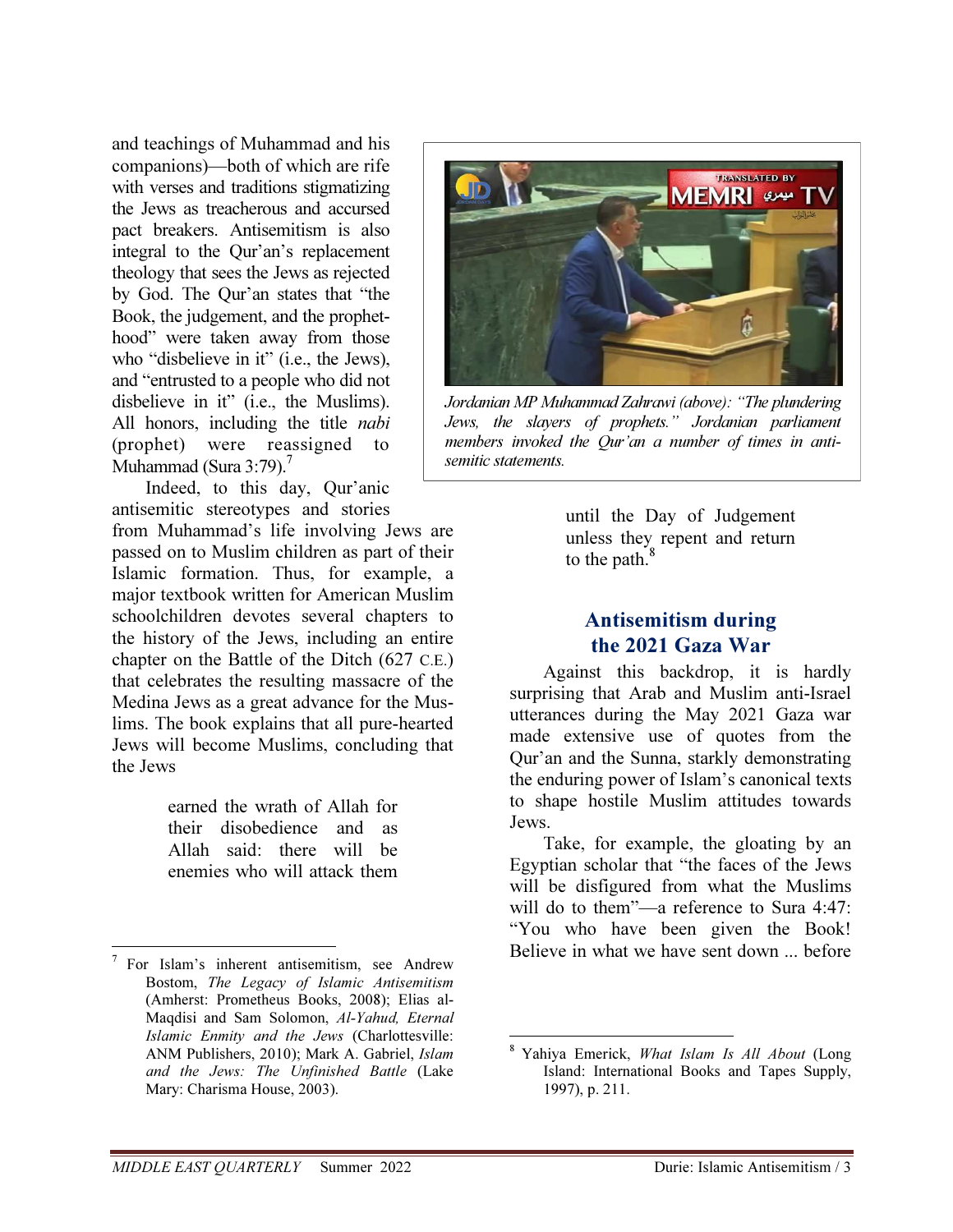and teachings of Muhammad and his companions)—both of which are rife with verses and traditions stigmatizing the Jews as treacherous and accursed pact breakers. Antisemitism is also integral to the Qur'an's replacement theology that sees the Jews as rejected by God. The Qur'an states that "the Book, the judgement, and the prophethood" were taken away from those who "disbelieve in it" (i.e., the Jews), and "entrusted to a people who did not disbelieve in it" (i.e., the Muslims). All honors, including the title *nabi* (prophet) were reassigned to Muhammad (Sura 3:79).[7]

Indeed, to this day, Qur'anic antisemitic stereotypes and stories from Muhammad's life involving Jews are passed on to Muslim children as part of their Islamic formation. Thus, for example, a major textbook written for American Muslim schoolchildren devotes several chapters to the history of the Jews, including an entire chapter on the Battle of the Ditch (627 C.E.) that celebrates the resulting massacre of the Medina Jews as a great advance for the Muslims. The book explains that all pure-hearted Jews will become Muslims, concluding that the Jews

> earned the wrath of Allah for their disobedience and as Allah said: there will be enemies who will attack them until the Day of Judgement unless they repent and return to the path.[8]

*Jordanian MP Muhammad Zahrawi (above): "The plundering Jews, the slayers of prophets." Jordanian parliament members invoked the Qur'an a number of times in antisemitic statements.*

## Antisemitism during the 2021 Gaza War

Against this backdrop, it is hardly surprising that Arab and Muslim anti-Israel utterances during the May 2021 Gaza war made extensive use of quotes from the Qur'an and the Sunna, starkly demonstrating the enduring power of Islam's canonical texts to shape hostile Muslim attitudes towards Jews.

Take, for example, the gloating by an Egyptian scholar that "the faces of the Jews will be disfigured from what the Muslims will do to them"—a reference to Sura 4:47: "You who have been given the Book! Believe in what we have sent down ... before

---

[7] For Islam's inherent antisemitism, see Andrew Bostom, *The Legacy of Islamic Antisemitism* (Amherst: Prometheus Books, 2008); Elias al-Maqdisi and Sam Solomon, *Al-Yahud, Eternal Islamic Enmity and the Jews* (Charlottesville: ANM Publishers, 2010); Mark A. Gabriel, *Islam and the Jews: The Unfinished Battle* (Lake Mary: Charisma House, 2003).

[8] Yahiya Emerick, *What Islam Is All About* (Long Island: International Books and Tapes Supply, 1997), p. 211.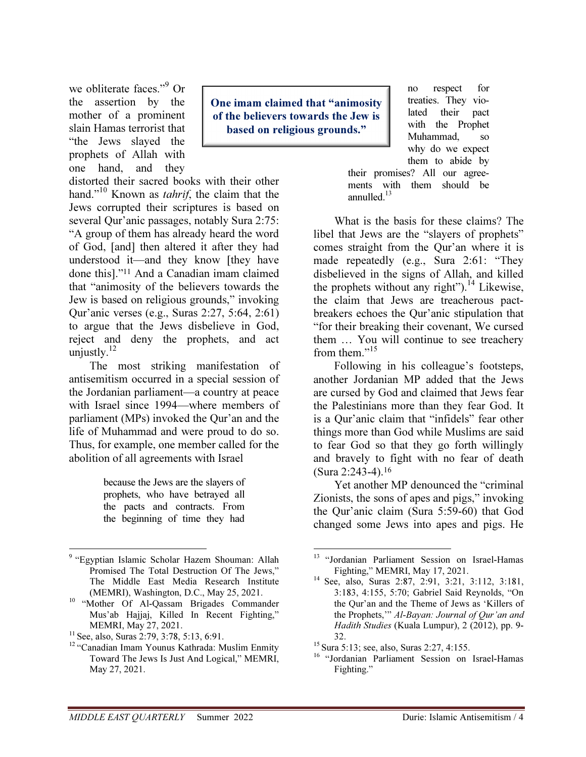we obliterate faces."[9] Or the assertion by the mother of a prominent slain Hamas terrorist that "the Jews slayed the prophets of Allah with one hand, and they distorted their sacred books with their other hand."[10] Known as *tahrif*, the claim that the Jews corrupted their scriptures is based on several Qur'anic passages, notably Sura 2:75: "A group of them has already heard the word of God, [and] then altered it after they had understood it—and they know [they have done this]."[11] And a Canadian imam claimed that "animosity of the believers towards the Jew is based on religious grounds," invoking Qur'anic verses (e.g., Suras 2:27, 5:64, 2:61) to argue that the Jews disbelieve in God, reject and deny the prophets, and act unjustly.[12]

**One imam claimed that "animosity of the believers towards the Jew is based on religious grounds."**

The most striking manifestation of antisemitism occurred in a special session of the Jordanian parliament—a country at peace with Israel since 1994—where members of parliament (MPs) invoked the Qur'an and the life of Muhammad and were proud to do so. Thus, for example, one member called for the abolition of all agreements with Israel

> because the Jews are the slayers of prophets, who have betrayed all the pacts and contracts. From the beginning of time they had no respect for treaties. They violated their pact with the Prophet Muhammad, so why do we expect them to abide by their promises? All our agreements with them should be annulled.[13]

What is the basis for these claims? The libel that Jews are the "slayers of prophets" comes straight from the Qur'an where it is made repeatedly (e.g., Sura 2:61: "They disbelieved in the signs of Allah, and killed the prophets without any right").[14] Likewise, the claim that Jews are treacherous pact-breakers echoes the Qur'anic stipulation that "for their breaking their covenant, We cursed them … You will continue to see treachery from them."[15]

Following in his colleague's footsteps, another Jordanian MP added that the Jews are cursed by God and claimed that Jews fear the Palestinians more than they fear God. It is a Qur'anic claim that "infidels" fear other things more than God while Muslims are said to fear God so that they go forth willingly and bravely to fight with no fear of death (Sura 2:243-4).[16]

Yet another MP denounced the "criminal Zionists, the sons of apes and pigs," invoking the Qur'anic claim (Sura 5:59-60) that God changed some Jews into apes and pigs. He

---

[9] "Egyptian Islamic Scholar Hazem Shouman: Allah Promised The Total Destruction Of The Jews," The Middle East Media Research Institute (MEMRI), Washington, D.C., May 25, 2021.

[10] "Mother Of Al-Qassam Brigades Commander Mus'ab Hajjaj, Killed In Recent Fighting," MEMRI, May 27, 2021.

[11] See, also, Suras 2:79, 3:78, 5:13, 6:91.

[12] "Canadian Imam Younus Kathrada: Muslim Enmity Toward The Jews Is Just And Logical," MEMRI, May 27, 2021.

[13] "Jordanian Parliament Session on Israel-Hamas Fighting," MEMRI, May 17, 2021.

[14] See, also, Suras 2:87, 2:91, 3:21, 3:112, 3:181, 3:183, 4:155, 5:70; Gabriel Said Reynolds, "On the Qur'an and the Theme of Jews as 'Killers of the Prophets,'" *Al-Bayan: Journal of Qur'an and Hadith Studies* (Kuala Lumpur), 2 (2012), pp. 9-32.

[15] Sura 5:13; see, also, Suras 2:27, 4:155.

[16] "Jordanian Parliament Session on Israel-Hamas Fighting."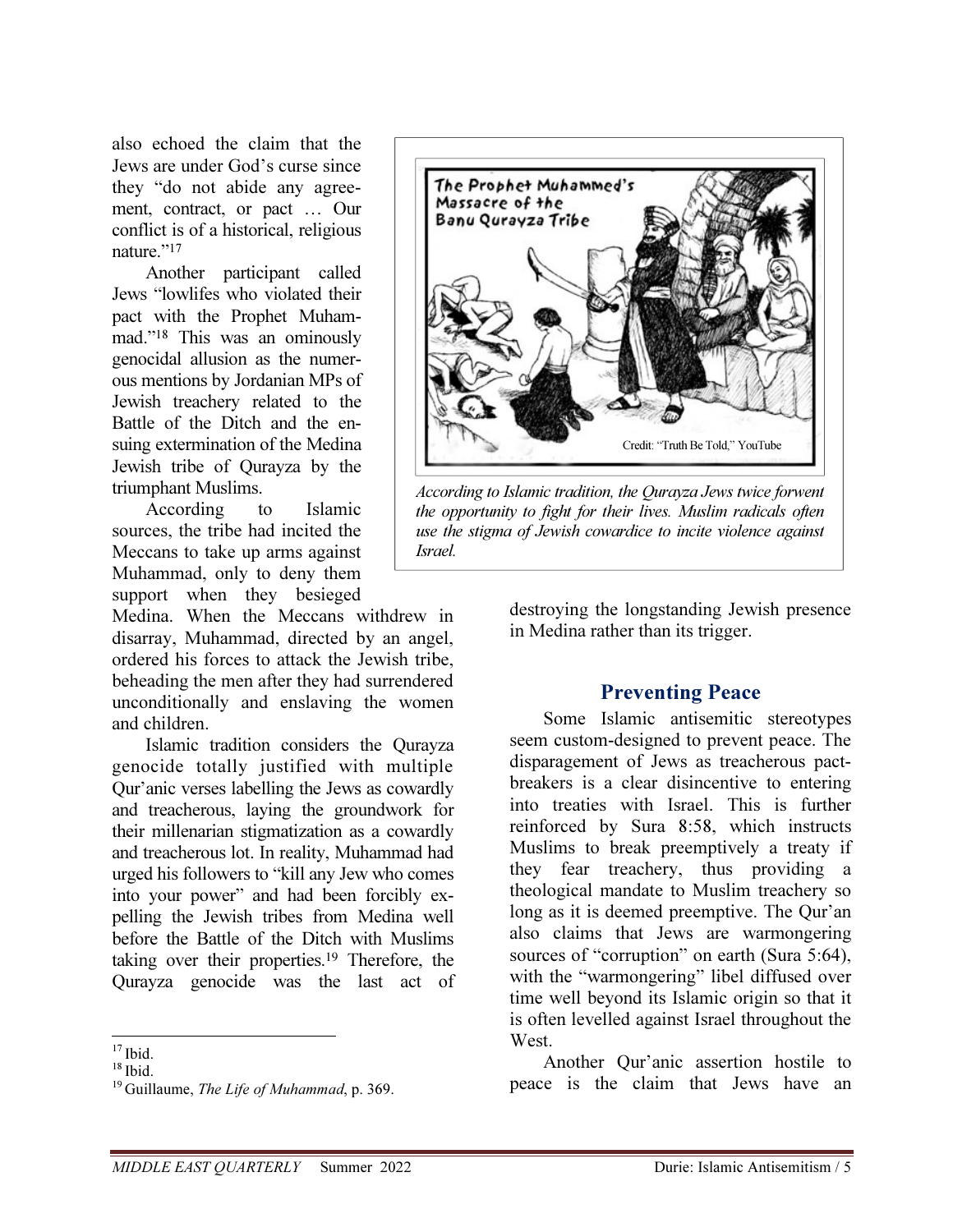also echoed the claim that the Jews are under God's curse since they "do not abide any agreement, contract, or pact … Our conflict is of a historical, religious nature."[17]

Another participant called Jews "lowlifes who violated their pact with the Prophet Muhammad."[18] This was an ominously genocidal allusion as the numerous mentions by Jordanian MPs of Jewish treachery related to the Battle of the Ditch and the ensuing extermination of the Medina Jewish tribe of Qurayza by the triumphant Muslims.

According to Islamic sources, the tribe had incited the Meccans to take up arms against Muhammad, only to deny them support when they besieged Medina. When the Meccans withdrew in disarray, Muhammad, directed by an angel, ordered his forces to attack the Jewish tribe, beheading the men after they had surrendered unconditionally and enslaving the women and children.

Islamic tradition considers the Qurayza genocide totally justified with multiple Qur'anic verses labelling the Jews as cowardly and treacherous, laying the groundwork for their millenarian stigmatization as a cowardly and treacherous lot. In reality, Muhammad had urged his followers to "kill any Jew who comes into your power" and had been forcibly expelling the Jewish tribes from Medina well before the Battle of the Ditch with Muslims taking over their properties.[19] Therefore, the Qurayza genocide was the last act of destroying the longstanding Jewish presence in Medina rather than its trigger.

*According to Islamic tradition, the Qurayza Jews twice forwent the opportunity to fight for their lives. Muslim radicals often use the stigma of Jewish cowardice to incite violence against Israel.*

## Preventing Peace

Some Islamic antisemitic stereotypes seem custom-designed to prevent peace. The disparagement of Jews as treacherous pact-breakers is a clear disincentive to entering into treaties with Israel. This is further reinforced by Sura 8:58, which instructs Muslims to break preemptively a treaty if they fear treachery, thus providing a theological mandate to Muslim treachery so long as it is deemed preemptive. The Qur'an also claims that Jews are warmongering sources of "corruption" on earth (Sura 5:64), with the "warmongering" libel diffused over time well beyond its Islamic origin so that it is often levelled against Israel throughout the West.

Another Qur'anic assertion hostile to peace is the claim that Jews have an

---

[17] Ibid.

[18] Ibid.

[19] Guillaume, *The Life of Muhammad*, p. 369.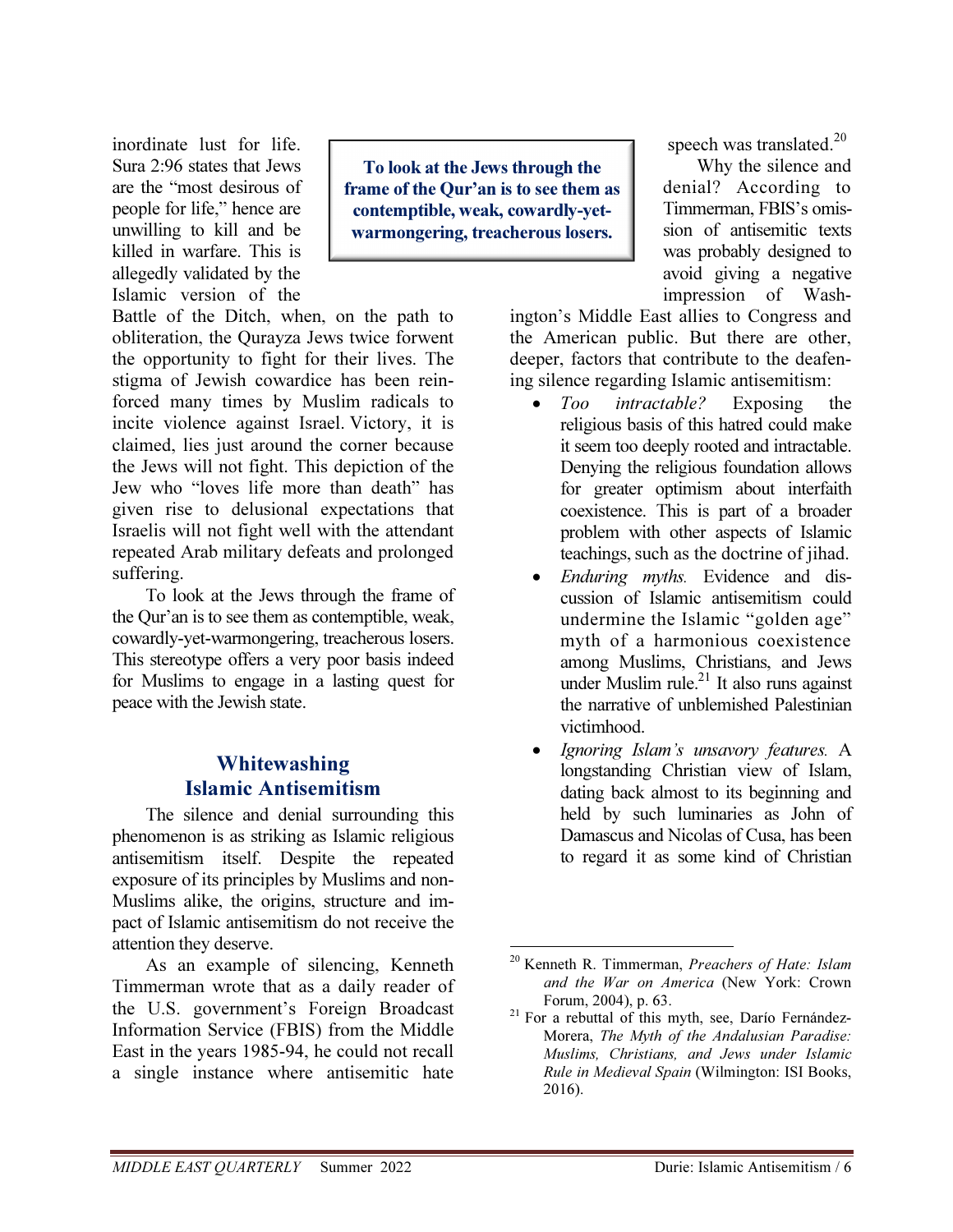inordinate lust for life. Sura 2:96 states that Jews are the "most desirous of people for life," hence are unwilling to kill and be killed in warfare. This is allegedly validated by the Islamic version of the Battle of the Ditch, when, on the path to obliteration, the Qurayza Jews twice forwent the opportunity to fight for their lives. The stigma of Jewish cowardice has been reinforced many times by Muslim radicals to incite violence against Israel. Victory, it is claimed, lies just around the corner because the Jews will not fight. This depiction of the Jew who "loves life more than death" has given rise to delusional expectations that Israelis will not fight well with the attendant repeated Arab military defeats and prolonged suffering.

**To look at the Jews through the frame of the Qur'an is to see them as contemptible, weak, cowardly-yet-warmongering, treacherous losers.**

To look at the Jews through the frame of the Qur'an is to see them as contemptible, weak, cowardly-yet-warmongering, treacherous losers. This stereotype offers a very poor basis indeed for Muslims to engage in a lasting quest for peace with the Jewish state.

## Whitewashing Islamic Antisemitism

The silence and denial surrounding this phenomenon is as striking as Islamic religious antisemitism itself. Despite the repeated exposure of its principles by Muslims and non-Muslims alike, the origins, structure and impact of Islamic antisemitism do not receive the attention they deserve.

As an example of silencing, Kenneth Timmerman wrote that as a daily reader of the U.S. government's Foreign Broadcast Information Service (FBIS) from the Middle East in the years 1985-94, he could not recall a single instance where antisemitic hate speech was translated.[20]

Why the silence and denial? According to Timmerman, FBIS's omission of antisemitic texts was probably designed to avoid giving a negative impression of Washington's Middle East allies to Congress and the American public. But there are other, deeper, factors that contribute to the deafening silence regarding Islamic antisemitism:

- *Too intractable?* Exposing the religious basis of this hatred could make it seem too deeply rooted and intractable. Denying the religious foundation allows for greater optimism about interfaith coexistence. This is part of a broader problem with other aspects of Islamic teachings, such as the doctrine of jihad.
- *Enduring myths.* Evidence and discussion of Islamic antisemitism could undermine the Islamic "golden age" myth of a harmonious coexistence among Muslims, Christians, and Jews under Muslim rule.[21] It also runs against the narrative of unblemished Palestinian victimhood.
- *Ignoring Islam's unsavory features.* A longstanding Christian view of Islam, dating back almost to its beginning and held by such luminaries as John of Damascus and Nicolas of Cusa, has been to regard it as some kind of Christian

---

[20] Kenneth R. Timmerman, *Preachers of Hate: Islam and the War on America* (New York: Crown Forum, 2004), p. 63.

[21] For a rebuttal of this myth, see, Darío Fernández-Morera, *The Myth of the Andalusian Paradise: Muslims, Christians, and Jews under Islamic Rule in Medieval Spain* (Wilmington: ISI Books, 2016).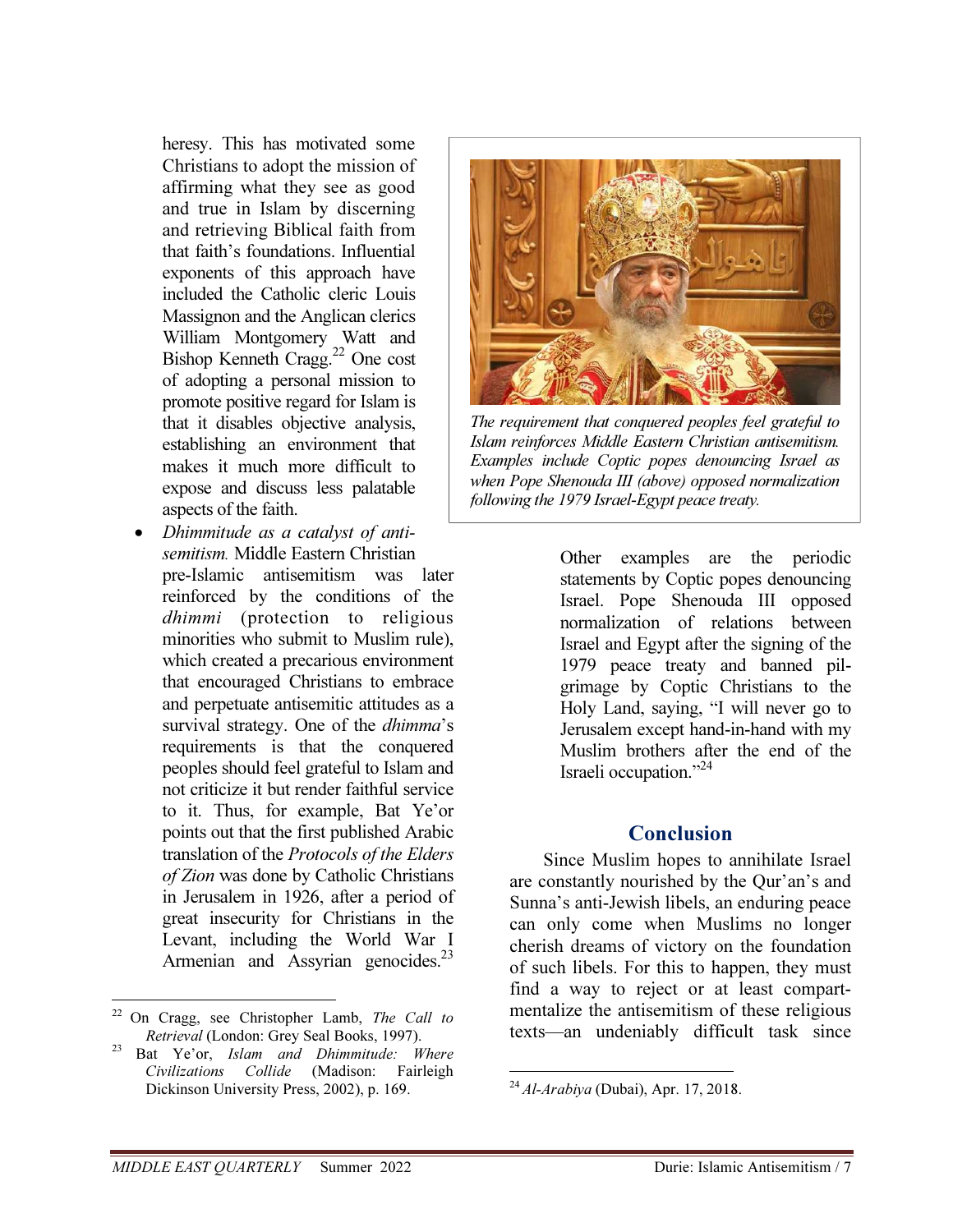heresy. This has motivated some Christians to adopt the mission of affirming what they see as good and true in Islam by discerning and retrieving Biblical faith from that faith's foundations. Influential exponents of this approach have included the Catholic cleric Louis Massignon and the Anglican clerics William Montgomery Watt and Bishop Kenneth Cragg.[22] One cost of adopting a personal mission to promote positive regard for Islam is that it disables objective analysis, establishing an environment that makes it much more difficult to expose and discuss less palatable aspects of the faith.

- *Dhimmitude as a catalyst of antisemitism.* Middle Eastern Christian pre-Islamic antisemitism was later reinforced by the conditions of the *dhimmi* (protection to religious minorities who submit to Muslim rule), which created a precarious environment that encouraged Christians to embrace and perpetuate antisemitic attitudes as a survival strategy. One of the *dhimma*'s requirements is that the conquered peoples should feel grateful to Islam and not criticize it but render faithful service to it. Thus, for example, Bat Ye'or points out that the first published Arabic translation of the *Protocols of the Elders of Zion* was done by Catholic Christians in Jerusalem in 1926, after a period of great insecurity for Christians in the Levant, including the World War I Armenian and Assyrian genocides.[23]

  Other examples are the periodic statements by Coptic popes denouncing Israel. Pope Shenouda III opposed normalization of relations between Israel and Egypt after the signing of the 1979 peace treaty and banned pilgrimage by Coptic Christians to the Holy Land, saying, "I will never go to Jerusalem except hand-in-hand with my Muslim brothers after the end of the Israeli occupation."[24]

*The requirement that conquered peoples feel grateful to Islam reinforces Middle Eastern Christian antisemitism. Examples include Coptic popes denouncing Israel as when Pope Shenouda III (above) opposed normalization following the 1979 Israel-Egypt peace treaty.*

## Conclusion

Since Muslim hopes to annihilate Israel are constantly nourished by the Qur'an's and Sunna's anti-Jewish libels, an enduring peace can only come when Muslims no longer cherish dreams of victory on the foundation of such libels. For this to happen, they must find a way to reject or at least compartmentalize the antisemitism of these religious texts—an undeniably difficult task since

---

[22] On Cragg, see Christopher Lamb, *The Call to Retrieval* (London: Grey Seal Books, 1997).

[23] Bat Ye'or, *Islam and Dhimmitude: Where Civilizations Collide* (Madison: Fairleigh Dickinson University Press, 2002), p. 169.

[24] *Al-Arabiya* (Dubai), Apr. 17, 2018.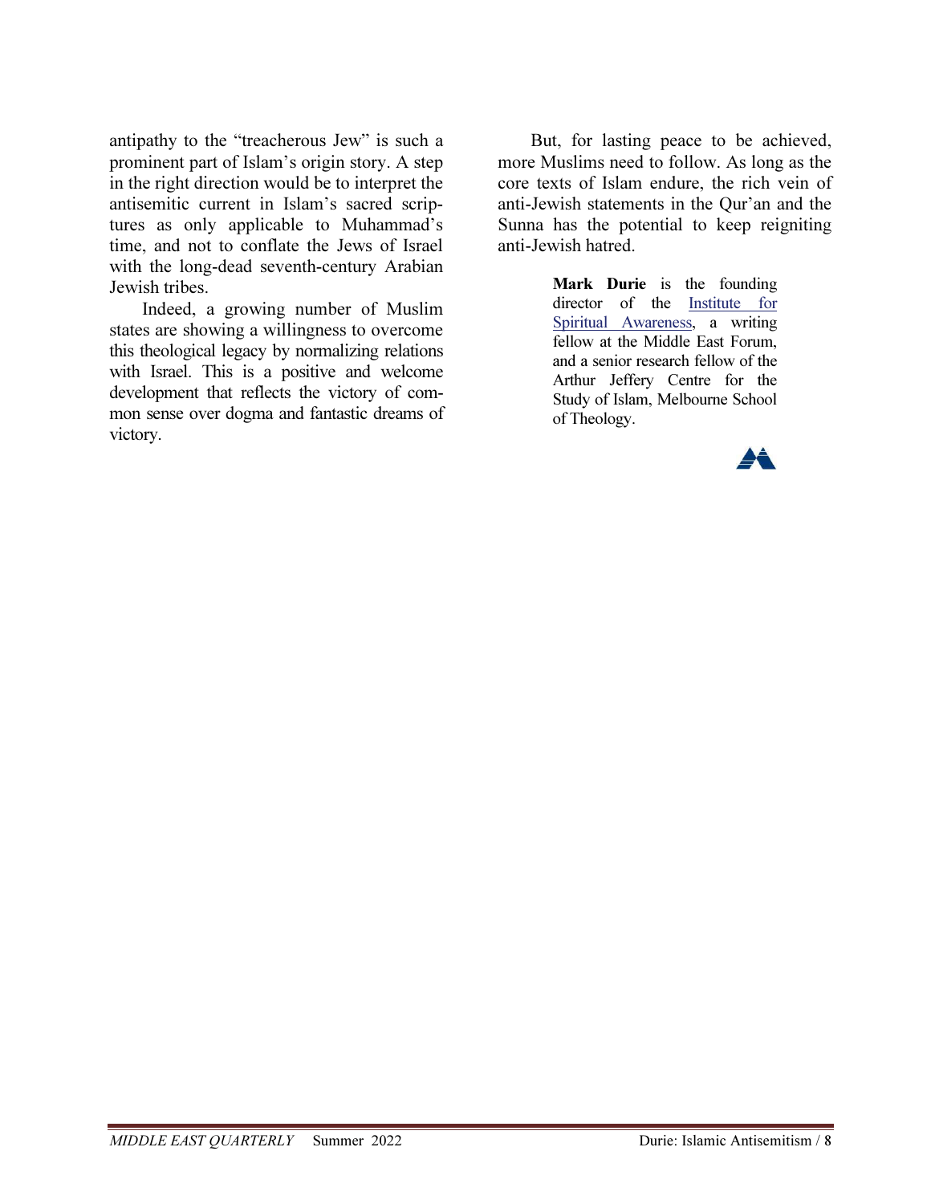antipathy to the "treacherous Jew" is such a prominent part of Islam's origin story. A step in the right direction would be to interpret the antisemitic current in Islam's sacred scriptures as only applicable to Muhammad's time, and not to conflate the Jews of Israel with the long-dead seventh-century Arabian Jewish tribes.

Indeed, a growing number of Muslim states are showing a willingness to overcome this theological legacy by normalizing relations with Israel. This is a positive and welcome development that reflects the victory of common sense over dogma and fantastic dreams of victory.

But, for lasting peace to be achieved, more Muslims need to follow. As long as the core texts of Islam endure, the rich vein of anti-Jewish statements in the Qur'an and the Sunna has the potential to keep reigniting anti-Jewish hatred.

**Mark Durie** is the founding director of the Institute for Spiritual Awareness, a writing fellow at the Middle East Forum, and a senior research fellow of the Arthur Jeffery Centre for the Study of Islam, Melbourne School of Theology.